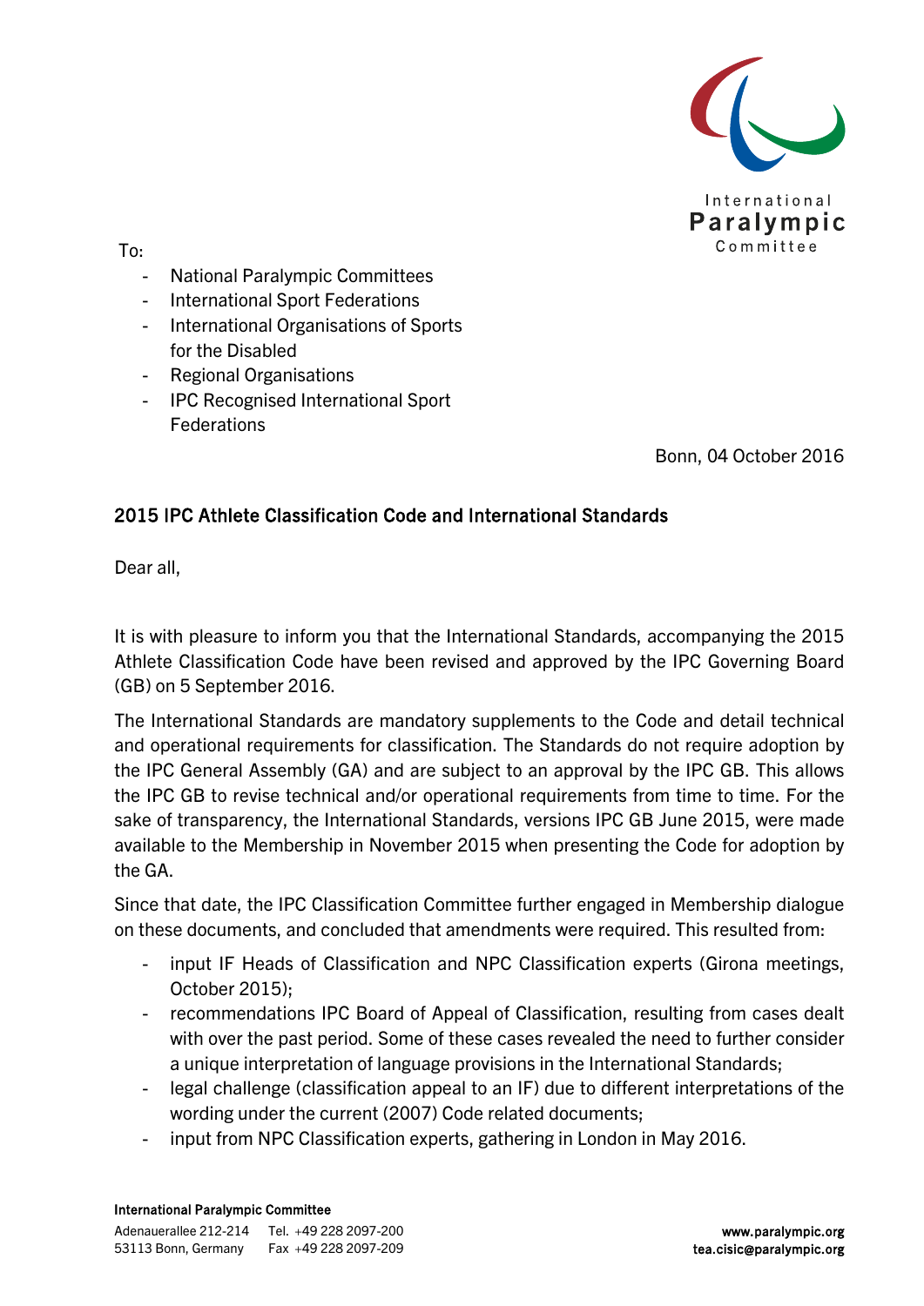To:

- National Paralympic Committees
- International Sport Federations
- International Organisations of Sports for the Disabled
- Regional Organisations
- IPC Recognised International Sport Federations

Bonn, 04 October 2016

## 2015 IPC Athlete Classification Code and International Standards

Dear all,

It is with pleasure to inform you that the International Standards, accompanying the 2015 Athlete Classification Code have been revised and approved by the IPC Governing Board (GB) on 5 September 2016.

The International Standards are mandatory supplements to the Code and detail technical and operational requirements for classification. The Standards do not require adoption by the IPC General Assembly (GA) and are subject to an approval by the IPC GB. This allows the IPC GB to revise technical and/or operational requirements from time to time. For the sake of transparency, the International Standards, versions IPC GB June 2015, were made available to the Membership in November 2015 when presenting the Code for adoption by the GA.

Since that date, the IPC Classification Committee further engaged in Membership dialogue on these documents, and concluded that amendments were required. This resulted from:

- input IF Heads of Classification and NPC Classification experts (Girona meetings, October 2015);
- recommendations IPC Board of Appeal of Classification, resulting from cases dealt with over the past period. Some of these cases revealed the need to further consider a unique interpretation of language provisions in the International Standards;
- legal challenge (classification appeal to an IF) due to different interpretations of the wording under the current (2007) Code related documents;
- input from NPC Classification experts, gathering in London in May 2016.

International Paralympic Committee
Adenauerallee 212-214 Tel. +49 228 2097-200
53113 Bonn, Germany Fax +49 228 2097-209
www.paralympic.org
tea.cisic@paralympic.org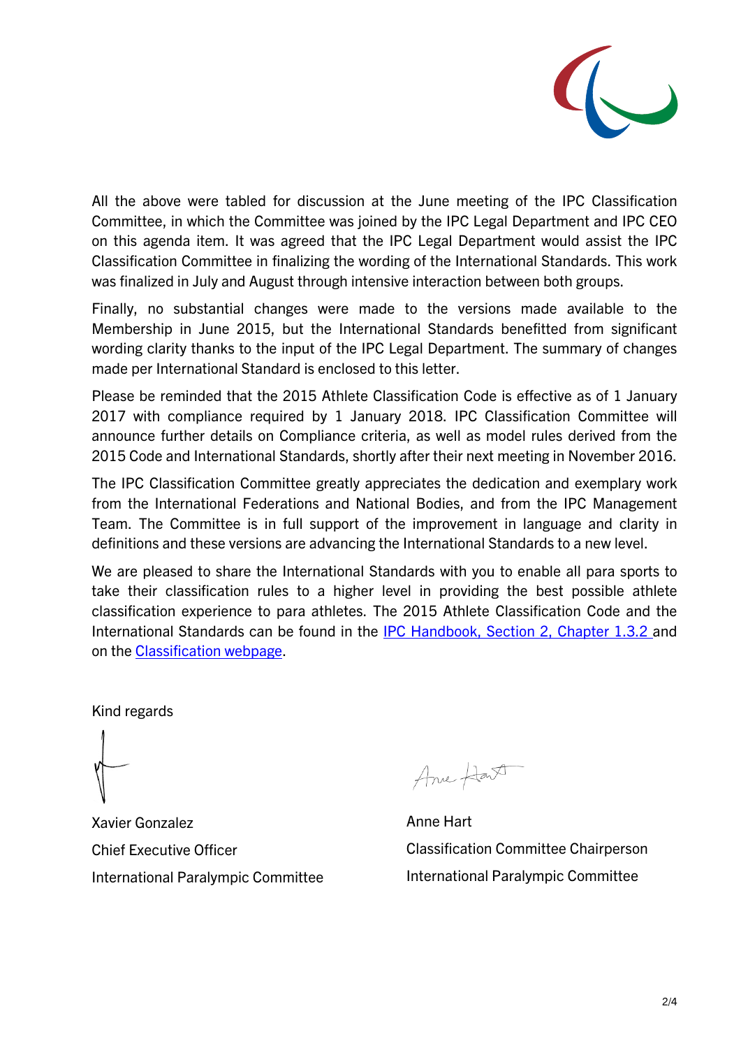All the above were tabled for discussion at the June meeting of the IPC Classification Committee, in which the Committee was joined by the IPC Legal Department and IPC CEO on this agenda item. It was agreed that the IPC Legal Department would assist the IPC Classification Committee in finalizing the wording of the International Standards. This work was finalized in July and August through intensive interaction between both groups.

Finally, no substantial changes were made to the versions made available to the Membership in June 2015, but the International Standards benefitted from significant wording clarity thanks to the input of the IPC Legal Department. The summary of changes made per International Standard is enclosed to this letter.

Please be reminded that the 2015 Athlete Classification Code is effective as of 1 January 2017 with compliance required by 1 January 2018. IPC Classification Committee will announce further details on Compliance criteria, as well as model rules derived from the 2015 Code and International Standards, shortly after their next meeting in November 2016.

The IPC Classification Committee greatly appreciates the dedication and exemplary work from the International Federations and National Bodies, and from the IPC Management Team. The Committee is in full support of the improvement in language and clarity in definitions and these versions are advancing the International Standards to a new level.

We are pleased to share the International Standards with you to enable all para sports to take their classification rules to a higher level in providing the best possible athlete classification experience to para athletes. The 2015 Athlete Classification Code and the International Standards can be found in the IPC Handbook, Section 2, Chapter 1.3.2 and on the Classification webpage.

Kind regards

Xavier Gonzalez
Chief Executive Officer
International Paralympic Committee

Anne Hart
Classification Committee Chairperson
International Paralympic Committee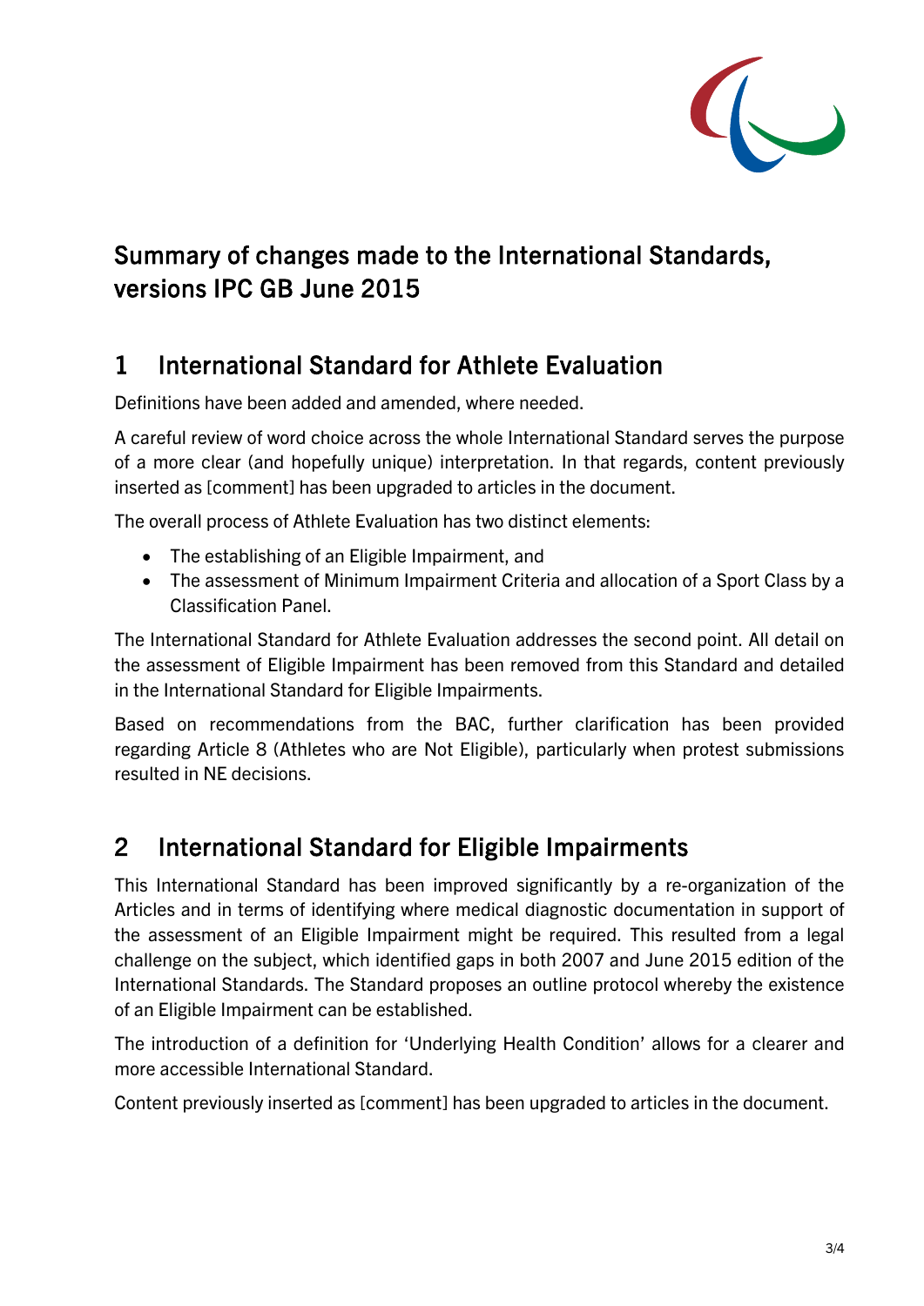# Summary of changes made to the International Standards, versions IPC GB June 2015

## 1 International Standard for Athlete Evaluation

Definitions have been added and amended, where needed.

A careful review of word choice across the whole International Standard serves the purpose of a more clear (and hopefully unique) interpretation. In that regards, content previously inserted as [comment] has been upgraded to articles in the document.

The overall process of Athlete Evaluation has two distinct elements:

- The establishing of an Eligible Impairment, and
- The assessment of Minimum Impairment Criteria and allocation of a Sport Class by a Classification Panel.

The International Standard for Athlete Evaluation addresses the second point. All detail on the assessment of Eligible Impairment has been removed from this Standard and detailed in the International Standard for Eligible Impairments.

Based on recommendations from the BAC, further clarification has been provided regarding Article 8 (Athletes who are Not Eligible), particularly when protest submissions resulted in NE decisions.

## 2 International Standard for Eligible Impairments

This International Standard has been improved significantly by a re-organization of the Articles and in terms of identifying where medical diagnostic documentation in support of the assessment of an Eligible Impairment might be required. This resulted from a legal challenge on the subject, which identified gaps in both 2007 and June 2015 edition of the International Standards. The Standard proposes an outline protocol whereby the existence of an Eligible Impairment can be established.

The introduction of a definition for 'Underlying Health Condition' allows for a clearer and more accessible International Standard.

Content previously inserted as [comment] has been upgraded to articles in the document.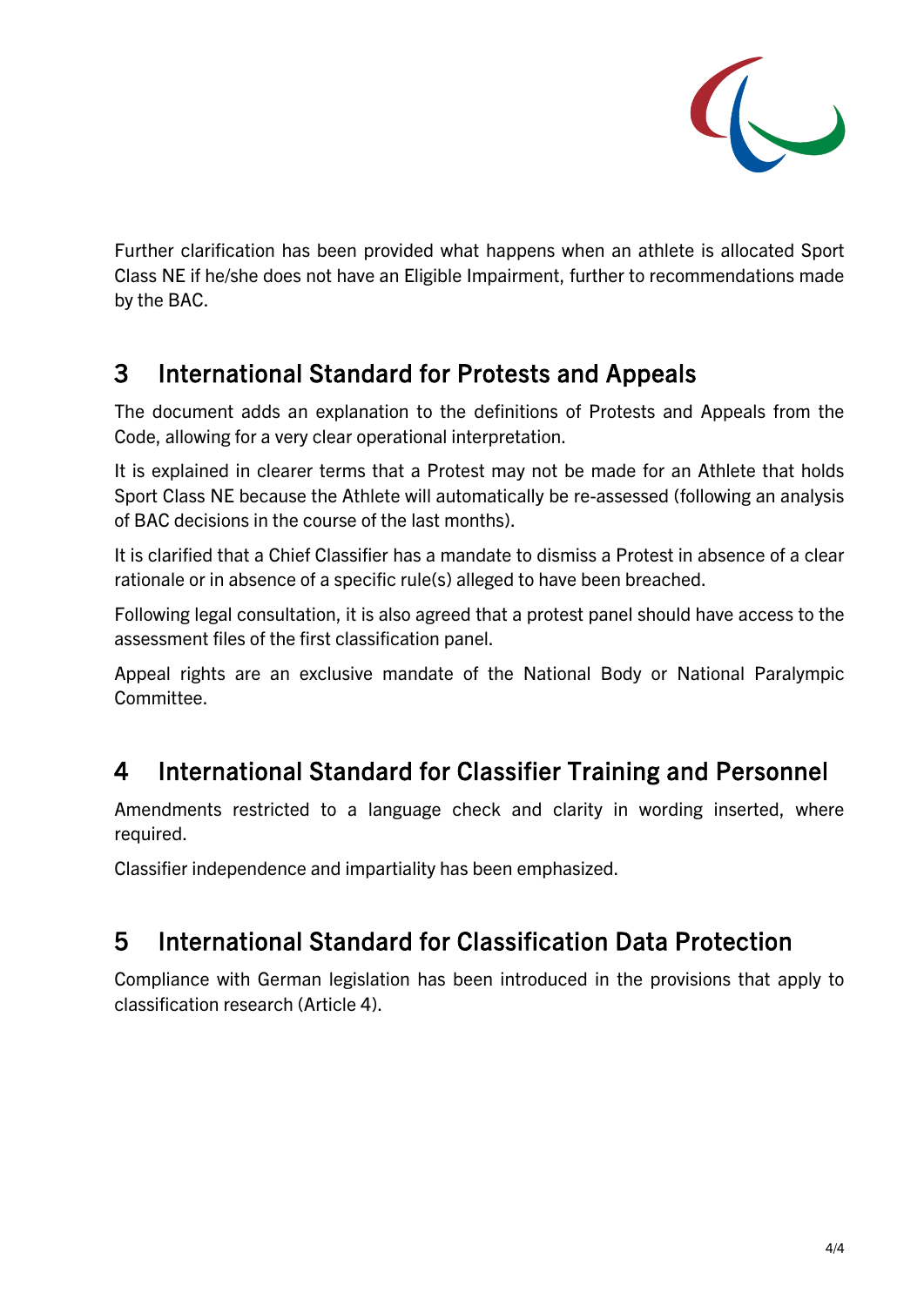Further clarification has been provided what happens when an athlete is allocated Sport Class NE if he/she does not have an Eligible Impairment, further to recommendations made by the BAC.

## 3 International Standard for Protests and Appeals

The document adds an explanation to the definitions of Protests and Appeals from the Code, allowing for a very clear operational interpretation.

It is explained in clearer terms that a Protest may not be made for an Athlete that holds Sport Class NE because the Athlete will automatically be re-assessed (following an analysis of BAC decisions in the course of the last months).

It is clarified that a Chief Classifier has a mandate to dismiss a Protest in absence of a clear rationale or in absence of a specific rule(s) alleged to have been breached.

Following legal consultation, it is also agreed that a protest panel should have access to the assessment files of the first classification panel.

Appeal rights are an exclusive mandate of the National Body or National Paralympic Committee.

## 4 International Standard for Classifier Training and Personnel

Amendments restricted to a language check and clarity in wording inserted, where required.

Classifier independence and impartiality has been emphasized.

## 5 International Standard for Classification Data Protection

Compliance with German legislation has been introduced in the provisions that apply to classification research (Article 4).